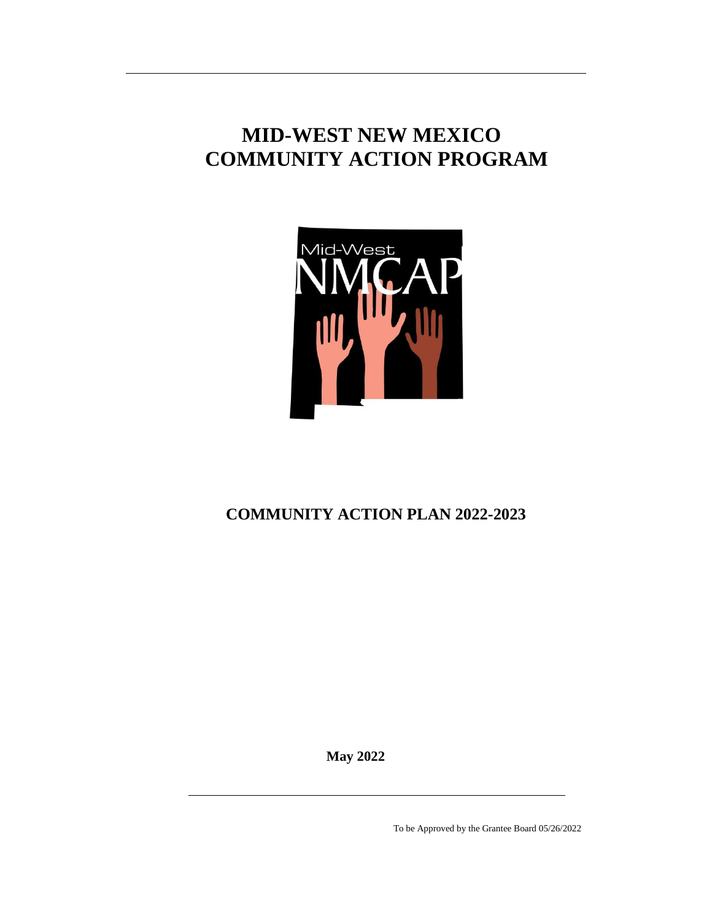# MID-WEST NEW MEXICO COMMUNITY ACTION PROGRAM

## COMMUNITY ACTION PLAN 2022-2023

**May 2022**

To be Approved by the Grantee Board 05/26/2022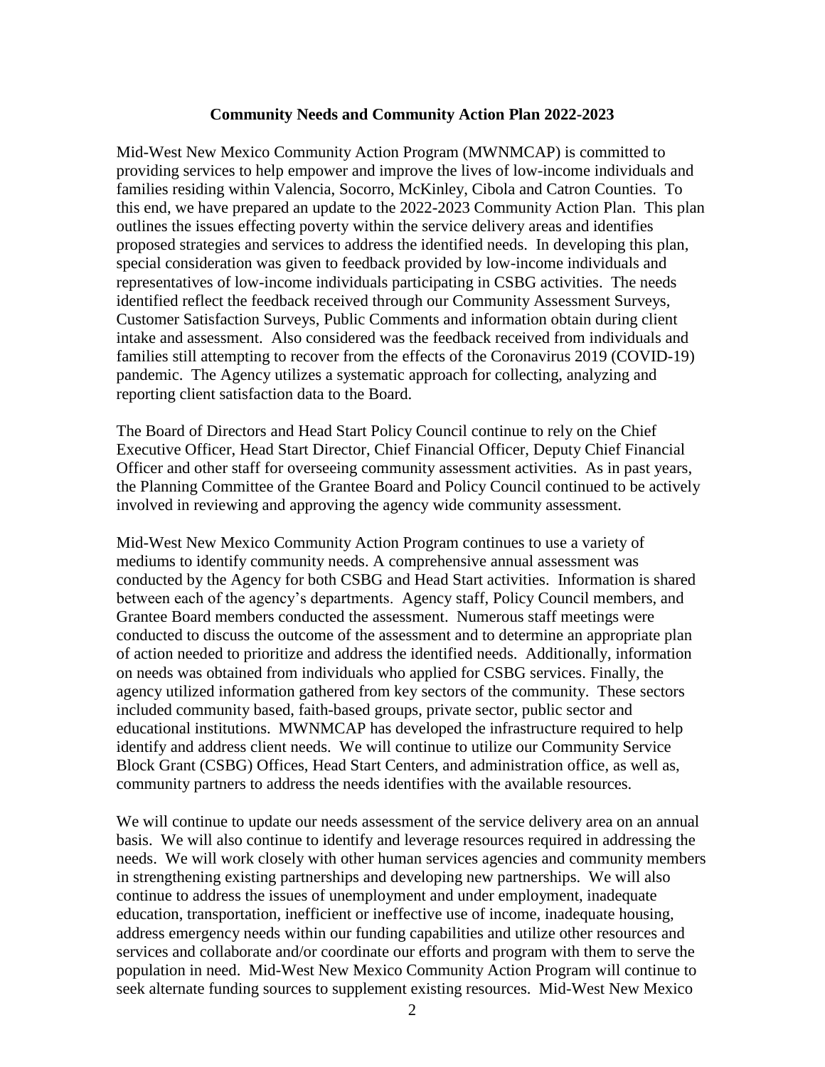**Community Needs and Community Action Plan 2022-2023**

Mid-West New Mexico Community Action Program (MWNMCAP) is committed to providing services to help empower and improve the lives of low-income individuals and families residing within Valencia, Socorro, McKinley, Cibola and Catron Counties. To this end, we have prepared an update to the 2022-2023 Community Action Plan. This plan outlines the issues effecting poverty within the service delivery areas and identifies proposed strategies and services to address the identified needs. In developing this plan, special consideration was given to feedback provided by low-income individuals and representatives of low-income individuals participating in CSBG activities. The needs identified reflect the feedback received through our Community Assessment Surveys, Customer Satisfaction Surveys, Public Comments and information obtain during client intake and assessment. Also considered was the feedback received from individuals and families still attempting to recover from the effects of the Coronavirus 2019 (COVID-19) pandemic. The Agency utilizes a systematic approach for collecting, analyzing and reporting client satisfaction data to the Board.

The Board of Directors and Head Start Policy Council continue to rely on the Chief Executive Officer, Head Start Director, Chief Financial Officer, Deputy Chief Financial Officer and other staff for overseeing community assessment activities. As in past years, the Planning Committee of the Grantee Board and Policy Council continued to be actively involved in reviewing and approving the agency wide community assessment.

Mid-West New Mexico Community Action Program continues to use a variety of mediums to identify community needs. A comprehensive annual assessment was conducted by the Agency for both CSBG and Head Start activities. Information is shared between each of the agency's departments. Agency staff, Policy Council members, and Grantee Board members conducted the assessment. Numerous staff meetings were conducted to discuss the outcome of the assessment and to determine an appropriate plan of action needed to prioritize and address the identified needs. Additionally, information on needs was obtained from individuals who applied for CSBG services. Finally, the agency utilized information gathered from key sectors of the community. These sectors included community based, faith-based groups, private sector, public sector and educational institutions. MWNMCAP has developed the infrastructure required to help identify and address client needs. We will continue to utilize our Community Service Block Grant (CSBG) Offices, Head Start Centers, and administration office, as well as, community partners to address the needs identifies with the available resources.

We will continue to update our needs assessment of the service delivery area on an annual basis. We will also continue to identify and leverage resources required in addressing the needs. We will work closely with other human services agencies and community members in strengthening existing partnerships and developing new partnerships. We will also continue to address the issues of unemployment and under employment, inadequate education, transportation, inefficient or ineffective use of income, inadequate housing, address emergency needs within our funding capabilities and utilize other resources and services and collaborate and/or coordinate our efforts and program with them to serve the population in need. Mid-West New Mexico Community Action Program will continue to seek alternate funding sources to supplement existing resources. Mid-West New Mexico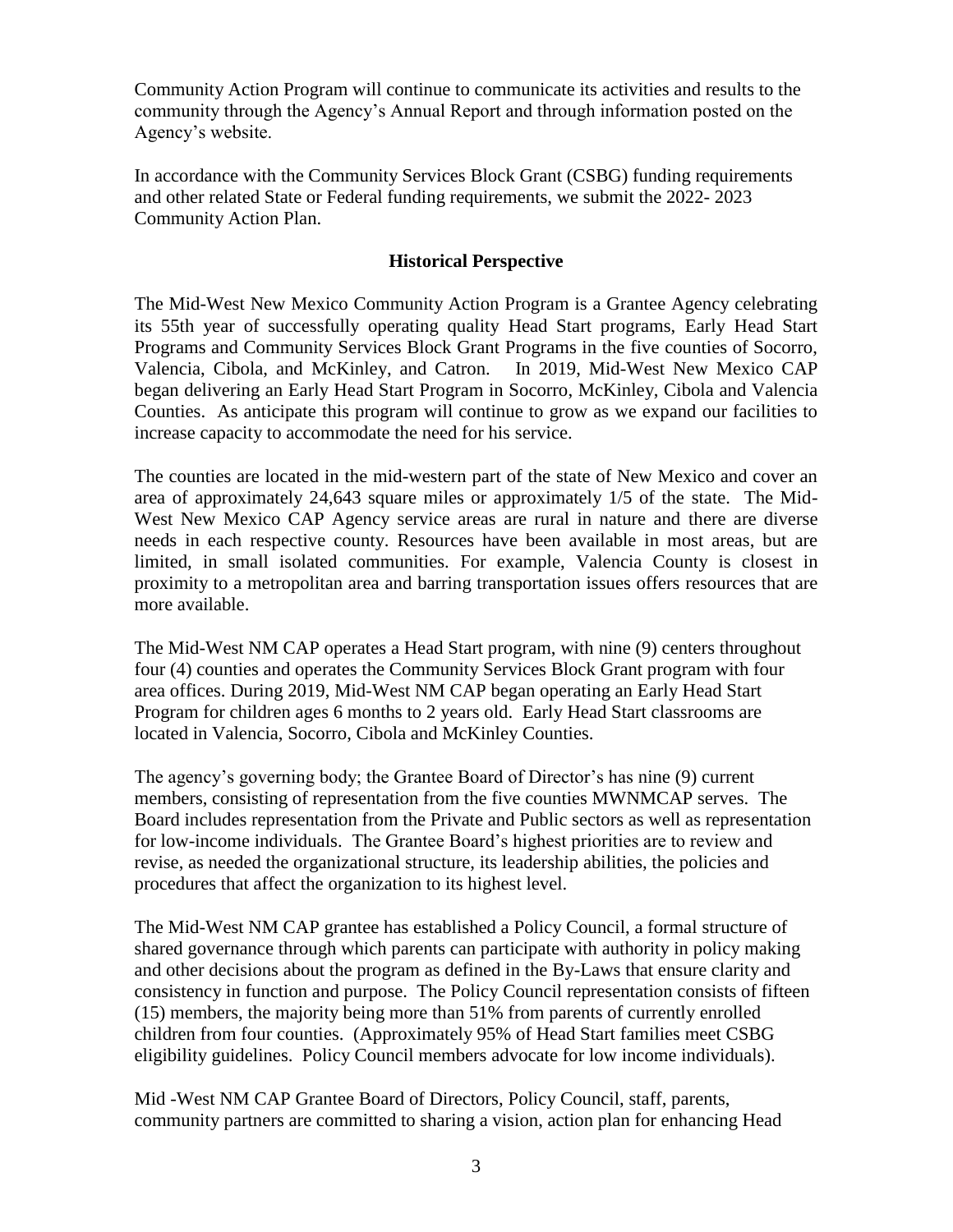Community Action Program will continue to communicate its activities and results to the community through the Agency's Annual Report and through information posted on the Agency's website.

In accordance with the Community Services Block Grant (CSBG) funding requirements and other related State or Federal funding requirements, we submit the 2022- 2023 Community Action Plan.

## Historical Perspective

The Mid-West New Mexico Community Action Program is a Grantee Agency celebrating its 55th year of successfully operating quality Head Start programs, Early Head Start Programs and Community Services Block Grant Programs in the five counties of Socorro, Valencia, Cibola, and McKinley, and Catron. In 2019, Mid-West New Mexico CAP began delivering an Early Head Start Program in Socorro, McKinley, Cibola and Valencia Counties. As anticipate this program will continue to grow as we expand our facilities to increase capacity to accommodate the need for his service.

The counties are located in the mid-western part of the state of New Mexico and cover an area of approximately 24,643 square miles or approximately 1/5 of the state. The Mid-West New Mexico CAP Agency service areas are rural in nature and there are diverse needs in each respective county. Resources have been available in most areas, but are limited, in small isolated communities. For example, Valencia County is closest in proximity to a metropolitan area and barring transportation issues offers resources that are more available.

The Mid-West NM CAP operates a Head Start program, with nine (9) centers throughout four (4) counties and operates the Community Services Block Grant program with four area offices. During 2019, Mid-West NM CAP began operating an Early Head Start Program for children ages 6 months to 2 years old. Early Head Start classrooms are located in Valencia, Socorro, Cibola and McKinley Counties.

The agency's governing body; the Grantee Board of Director's has nine (9) current members, consisting of representation from the five counties MWNMCAP serves. The Board includes representation from the Private and Public sectors as well as representation for low-income individuals. The Grantee Board's highest priorities are to review and revise, as needed the organizational structure, its leadership abilities, the policies and procedures that affect the organization to its highest level.

The Mid-West NM CAP grantee has established a Policy Council, a formal structure of shared governance through which parents can participate with authority in policy making and other decisions about the program as defined in the By-Laws that ensure clarity and consistency in function and purpose. The Policy Council representation consists of fifteen (15) members, the majority being more than 51% from parents of currently enrolled children from four counties. (Approximately 95% of Head Start families meet CSBG eligibility guidelines. Policy Council members advocate for low income individuals).

Mid -West NM CAP Grantee Board of Directors, Policy Council, staff, parents, community partners are committed to sharing a vision, action plan for enhancing Head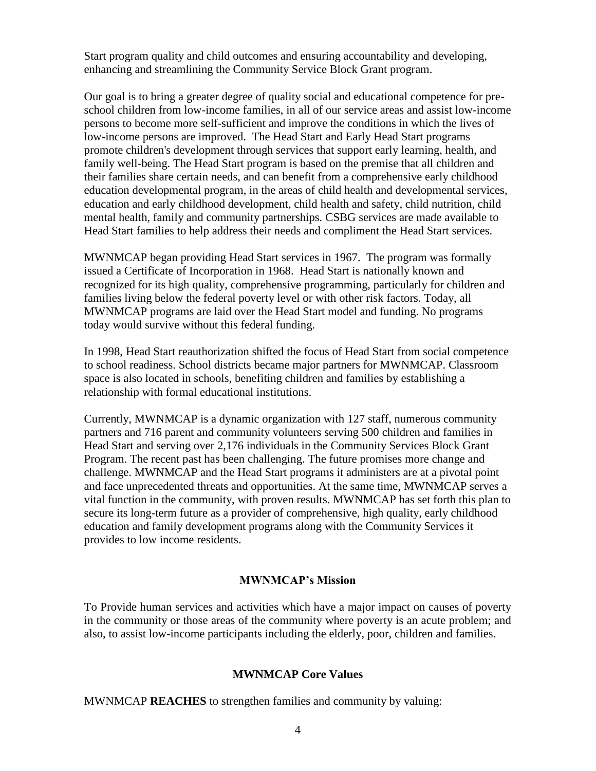Start program quality and child outcomes and ensuring accountability and developing, enhancing and streamlining the Community Service Block Grant program.

Our goal is to bring a greater degree of quality social and educational competence for pre-school children from low-income families, in all of our service areas and assist low-income persons to become more self-sufficient and improve the conditions in which the lives of low-income persons are improved. The Head Start and Early Head Start programs promote children's development through services that support early learning, health, and family well-being. The Head Start program is based on the premise that all children and their families share certain needs, and can benefit from a comprehensive early childhood education developmental program, in the areas of child health and developmental services, education and early childhood development, child health and safety, child nutrition, child mental health, family and community partnerships. CSBG services are made available to Head Start families to help address their needs and compliment the Head Start services.

MWNMCAP began providing Head Start services in 1967. The program was formally issued a Certificate of Incorporation in 1968. Head Start is nationally known and recognized for its high quality, comprehensive programming, particularly for children and families living below the federal poverty level or with other risk factors. Today, all MWNMCAP programs are laid over the Head Start model and funding. No programs today would survive without this federal funding.

In 1998, Head Start reauthorization shifted the focus of Head Start from social competence to school readiness. School districts became major partners for MWNMCAP. Classroom space is also located in schools, benefiting children and families by establishing a relationship with formal educational institutions.

Currently, MWNMCAP is a dynamic organization with 127 staff, numerous community partners and 716 parent and community volunteers serving 500 children and families in Head Start and serving over 2,176 individuals in the Community Services Block Grant Program. The recent past has been challenging. The future promises more change and challenge. MWNMCAP and the Head Start programs it administers are at a pivotal point and face unprecedented threats and opportunities. At the same time, MWNMCAP serves a vital function in the community, with proven results. MWNMCAP has set forth this plan to secure its long-term future as a provider of comprehensive, high quality, early childhood education and family development programs along with the Community Services it provides to low income residents.

## MWNMCAP's Mission

To Provide human services and activities which have a major impact on causes of poverty in the community or those areas of the community where poverty is an acute problem; and also, to assist low-income participants including the elderly, poor, children and families.

## MWNMCAP Core Values

MWNMCAP **REACHES** to strengthen families and community by valuing: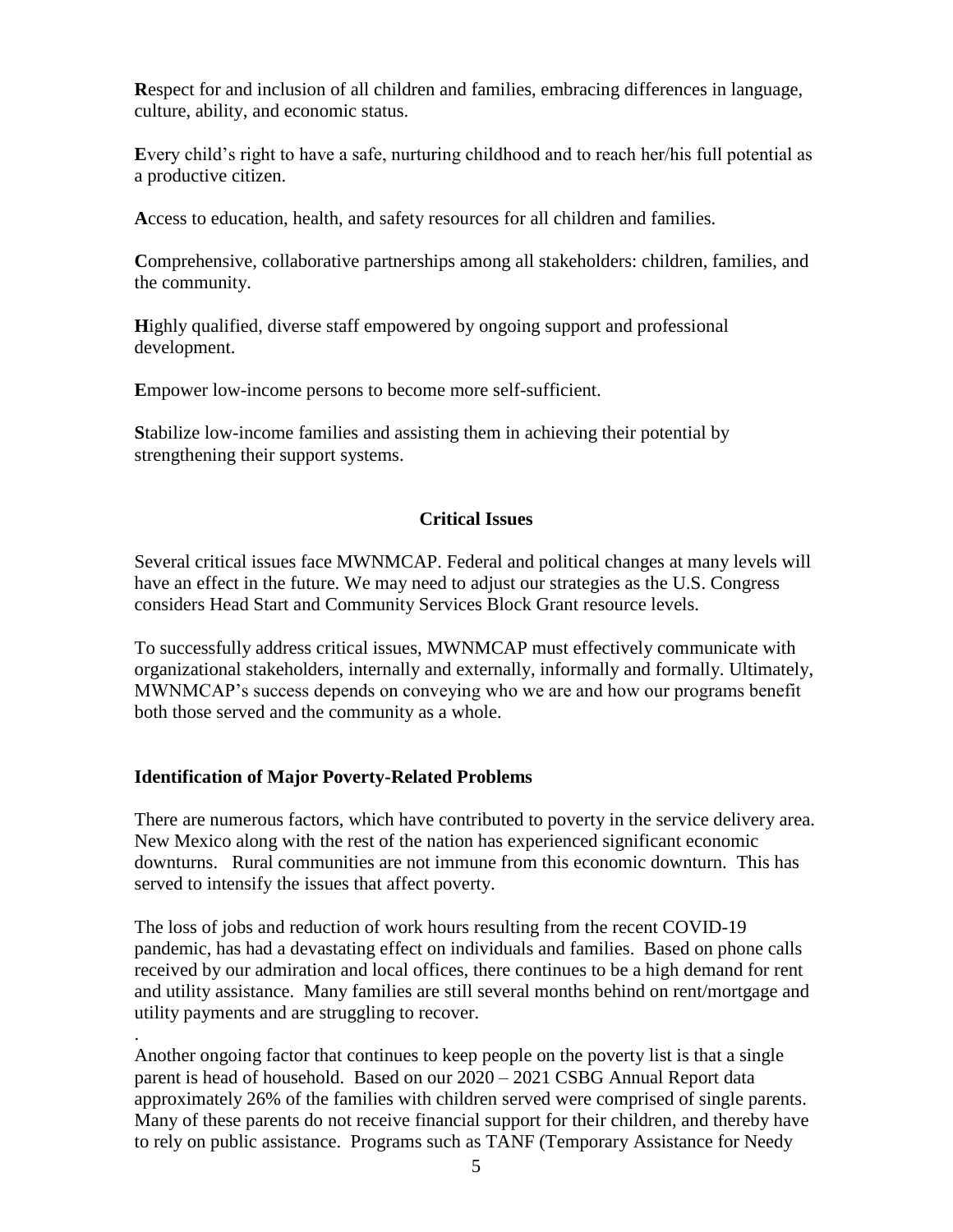**R**espect for and inclusion of all children and families, embracing differences in language, culture, ability, and economic status.

**E**very child's right to have a safe, nurturing childhood and to reach her/his full potential as a productive citizen.

**A**ccess to education, health, and safety resources for all children and families.

**C**omprehensive, collaborative partnerships among all stakeholders: children, families, and the community.

**H**ighly qualified, diverse staff empowered by ongoing support and professional development.

**E**mpower low-income persons to become more self-sufficient.

**S**tabilize low-income families and assisting them in achieving their potential by strengthening their support systems.

## Critical Issues

Several critical issues face MWNMCAP. Federal and political changes at many levels will have an effect in the future. We may need to adjust our strategies as the U.S. Congress considers Head Start and Community Services Block Grant resource levels.

To successfully address critical issues, MWNMCAP must effectively communicate with organizational stakeholders, internally and externally, informally and formally. Ultimately, MWNMCAP's success depends on conveying who we are and how our programs benefit both those served and the community as a whole.

### Identification of Major Poverty-Related Problems

There are numerous factors, which have contributed to poverty in the service delivery area. New Mexico along with the rest of the nation has experienced significant economic downturns. Rural communities are not immune from this economic downturn. This has served to intensify the issues that affect poverty.

The loss of jobs and reduction of work hours resulting from the recent COVID-19 pandemic, has had a devastating effect on individuals and families. Based on phone calls received by our admiration and local offices, there continues to be a high demand for rent and utility assistance. Many families are still several months behind on rent/mortgage and utility payments and are struggling to recover.

.

Another ongoing factor that continues to keep people on the poverty list is that a single parent is head of household. Based on our 2020 – 2021 CSBG Annual Report data approximately 26% of the families with children served were comprised of single parents. Many of these parents do not receive financial support for their children, and thereby have to rely on public assistance. Programs such as TANF (Temporary Assistance for Needy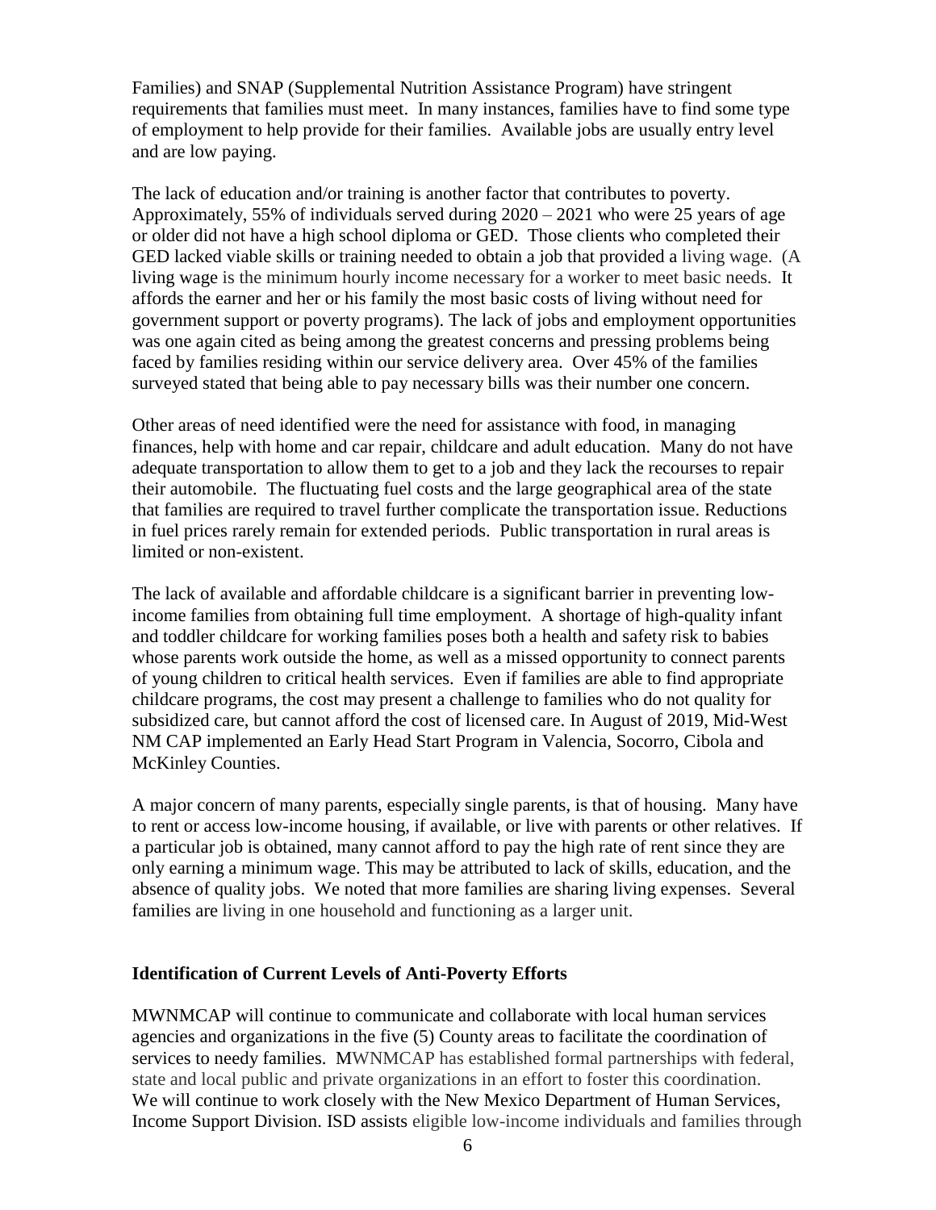Families) and SNAP (Supplemental Nutrition Assistance Program) have stringent requirements that families must meet. In many instances, families have to find some type of employment to help provide for their families. Available jobs are usually entry level and are low paying.

The lack of education and/or training is another factor that contributes to poverty. Approximately, 55% of individuals served during 2020 – 2021 who were 25 years of age or older did not have a high school diploma or GED. Those clients who completed their GED lacked viable skills or training needed to obtain a job that provided a living wage. (A living wage is the minimum hourly income necessary for a worker to meet basic needs. It affords the earner and her or his family the most basic costs of living without need for government support or poverty programs). The lack of jobs and employment opportunities was one again cited as being among the greatest concerns and pressing problems being faced by families residing within our service delivery area. Over 45% of the families surveyed stated that being able to pay necessary bills was their number one concern.

Other areas of need identified were the need for assistance with food, in managing finances, help with home and car repair, childcare and adult education. Many do not have adequate transportation to allow them to get to a job and they lack the recourses to repair their automobile. The fluctuating fuel costs and the large geographical area of the state that families are required to travel further complicate the transportation issue. Reductions in fuel prices rarely remain for extended periods. Public transportation in rural areas is limited or non-existent.

The lack of available and affordable childcare is a significant barrier in preventing low-income families from obtaining full time employment. A shortage of high-quality infant and toddler childcare for working families poses both a health and safety risk to babies whose parents work outside the home, as well as a missed opportunity to connect parents of young children to critical health services. Even if families are able to find appropriate childcare programs, the cost may present a challenge to families who do not quality for subsidized care, but cannot afford the cost of licensed care. In August of 2019, Mid-West NM CAP implemented an Early Head Start Program in Valencia, Socorro, Cibola and McKinley Counties.

A major concern of many parents, especially single parents, is that of housing. Many have to rent or access low-income housing, if available, or live with parents or other relatives. If a particular job is obtained, many cannot afford to pay the high rate of rent since they are only earning a minimum wage. This may be attributed to lack of skills, education, and the absence of quality jobs. We noted that more families are sharing living expenses. Several families are living in one household and functioning as a larger unit.

**Identification of Current Levels of Anti-Poverty Efforts**

MWNMCAP will continue to communicate and collaborate with local human services agencies and organizations in the five (5) County areas to facilitate the coordination of services to needy families. MWNMCAP has established formal partnerships with federal, state and local public and private organizations in an effort to foster this coordination. We will continue to work closely with the New Mexico Department of Human Services, Income Support Division. ISD assists eligible low-income individuals and families through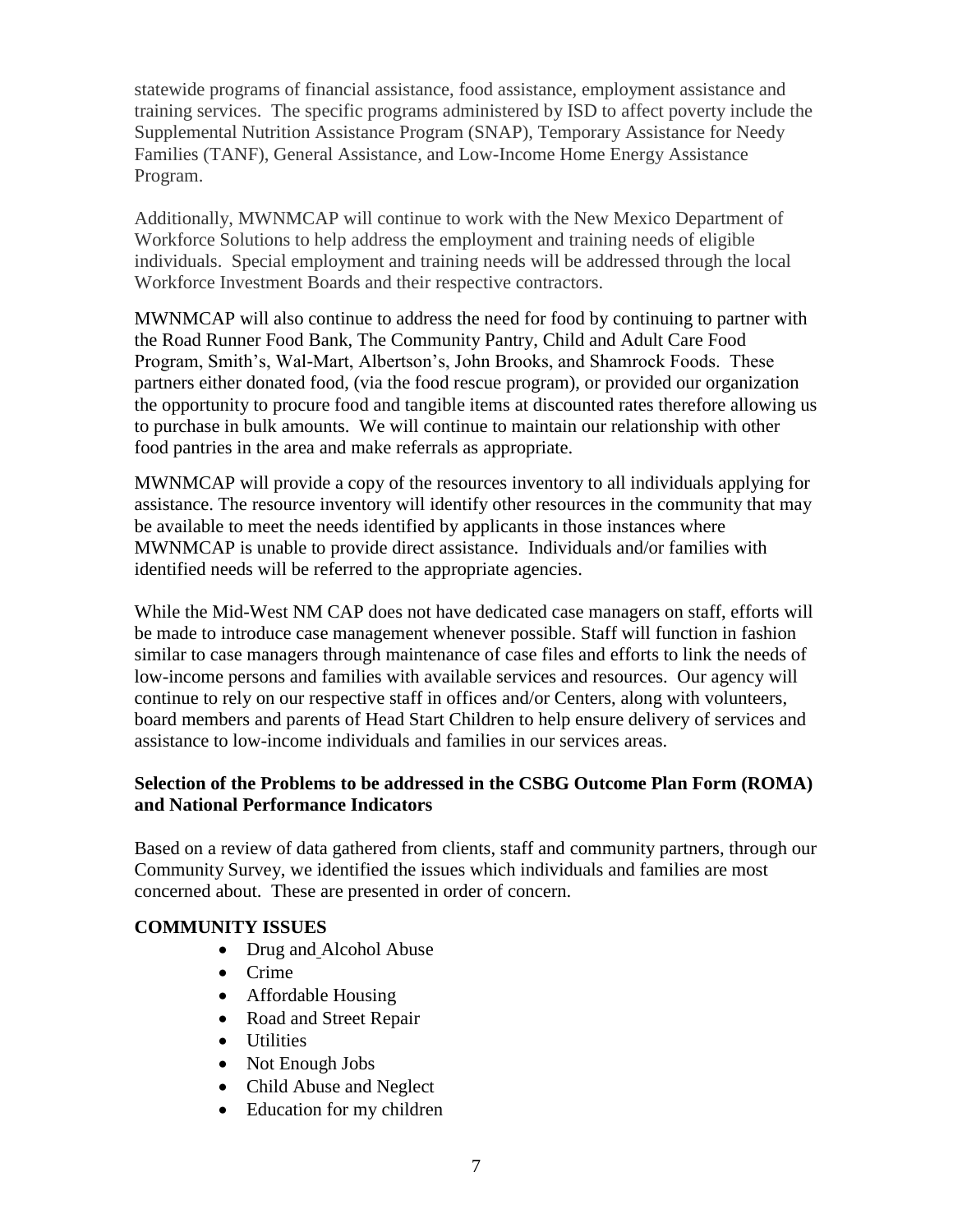statewide programs of financial assistance, food assistance, employment assistance and training services. The specific programs administered by ISD to affect poverty include the Supplemental Nutrition Assistance Program (SNAP), Temporary Assistance for Needy Families (TANF), General Assistance, and Low-Income Home Energy Assistance Program.

Additionally, MWNMCAP will continue to work with the New Mexico Department of Workforce Solutions to help address the employment and training needs of eligible individuals. Special employment and training needs will be addressed through the local Workforce Investment Boards and their respective contractors.

MWNMCAP will also continue to address the need for food by continuing to partner with the Road Runner Food Bank, The Community Pantry, Child and Adult Care Food Program, Smith's, Wal-Mart, Albertson's, John Brooks, and Shamrock Foods. These partners either donated food, (via the food rescue program), or provided our organization the opportunity to procure food and tangible items at discounted rates therefore allowing us to purchase in bulk amounts. We will continue to maintain our relationship with other food pantries in the area and make referrals as appropriate.

MWNMCAP will provide a copy of the resources inventory to all individuals applying for assistance. The resource inventory will identify other resources in the community that may be available to meet the needs identified by applicants in those instances where MWNMCAP is unable to provide direct assistance. Individuals and/or families with identified needs will be referred to the appropriate agencies.

While the Mid-West NM CAP does not have dedicated case managers on staff, efforts will be made to introduce case management whenever possible. Staff will function in fashion similar to case managers through maintenance of case files and efforts to link the needs of low-income persons and families with available services and resources. Our agency will continue to rely on our respective staff in offices and/or Centers, along with volunteers, board members and parents of Head Start Children to help ensure delivery of services and assistance to low-income individuals and families in our services areas.

**Selection of the Problems to be addressed in the CSBG Outcome Plan Form (ROMA) and National Performance Indicators**

Based on a review of data gathered from clients, staff and community partners, through our Community Survey, we identified the issues which individuals and families are most concerned about. These are presented in order of concern.

**COMMUNITY ISSUES**

- Drug and Alcohol Abuse
- Crime
- Affordable Housing
- Road and Street Repair
- Utilities
- Not Enough Jobs
- Child Abuse and Neglect
- Education for my children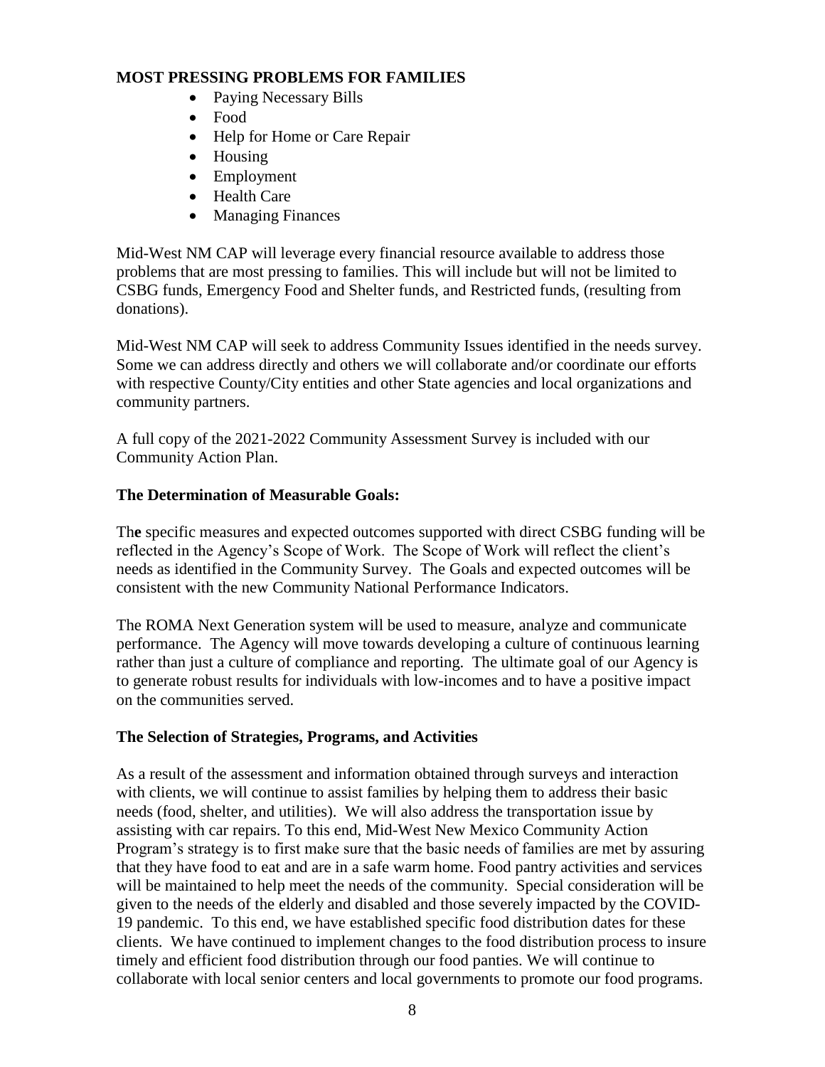**MOST PRESSING PROBLEMS FOR FAMILIES**

- Paying Necessary Bills
- Food
- Help for Home or Care Repair
- Housing
- Employment
- Health Care
- Managing Finances

Mid-West NM CAP will leverage every financial resource available to address those problems that are most pressing to families. This will include but will not be limited to CSBG funds, Emergency Food and Shelter funds, and Restricted funds, (resulting from donations).

Mid-West NM CAP will seek to address Community Issues identified in the needs survey. Some we can address directly and others we will collaborate and/or coordinate our efforts with respective County/City entities and other State agencies and local organizations and community partners.

A full copy of the 2021-2022 Community Assessment Survey is included with our Community Action Plan.

**The Determination of Measurable Goals:**

Th**e** specific measures and expected outcomes supported with direct CSBG funding will be reflected in the Agency's Scope of Work. The Scope of Work will reflect the client's needs as identified in the Community Survey. The Goals and expected outcomes will be consistent with the new Community National Performance Indicators.

The ROMA Next Generation system will be used to measure, analyze and communicate performance. The Agency will move towards developing a culture of continuous learning rather than just a culture of compliance and reporting. The ultimate goal of our Agency is to generate robust results for individuals with low-incomes and to have a positive impact on the communities served.

**The Selection of Strategies, Programs, and Activities**

As a result of the assessment and information obtained through surveys and interaction with clients, we will continue to assist families by helping them to address their basic needs (food, shelter, and utilities). We will also address the transportation issue by assisting with car repairs. To this end, Mid-West New Mexico Community Action Program's strategy is to first make sure that the basic needs of families are met by assuring that they have food to eat and are in a safe warm home. Food pantry activities and services will be maintained to help meet the needs of the community. Special consideration will be given to the needs of the elderly and disabled and those severely impacted by the COVID-19 pandemic. To this end, we have established specific food distribution dates for these clients. We have continued to implement changes to the food distribution process to insure timely and efficient food distribution through our food panties. We will continue to collaborate with local senior centers and local governments to promote our food programs.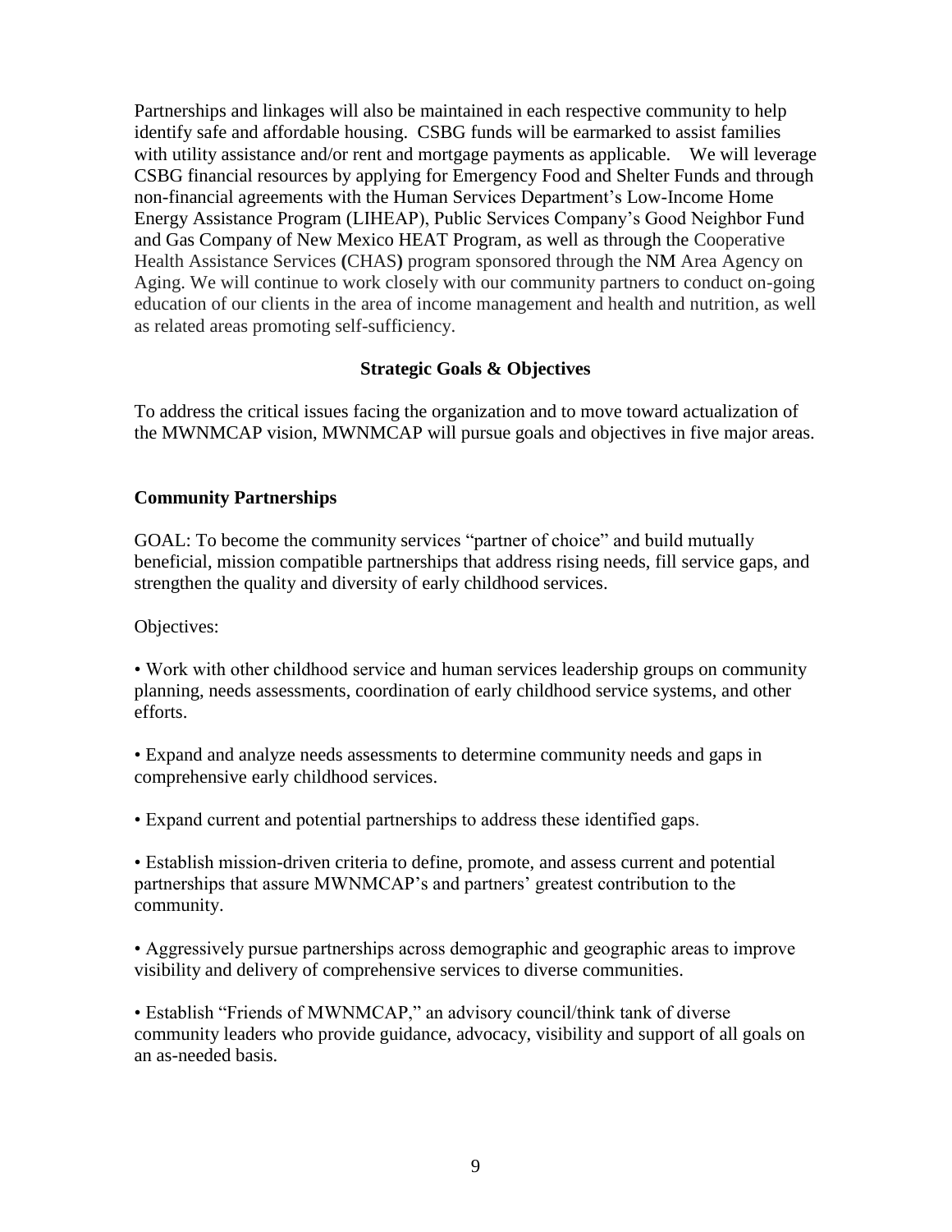Partnerships and linkages will also be maintained in each respective community to help identify safe and affordable housing. CSBG funds will be earmarked to assist families with utility assistance and/or rent and mortgage payments as applicable. We will leverage CSBG financial resources by applying for Emergency Food and Shelter Funds and through non-financial agreements with the Human Services Department's Low-Income Home Energy Assistance Program (LIHEAP), Public Services Company's Good Neighbor Fund and Gas Company of New Mexico HEAT Program, as well as through the Cooperative Health Assistance Services **(**CHAS**)** program sponsored through the NM Area Agency on Aging. We will continue to work closely with our community partners to conduct on-going education of our clients in the area of income management and health and nutrition, as well as related areas promoting self-sufficiency.

## Strategic Goals & Objectives

To address the critical issues facing the organization and to move toward actualization of the MWNMCAP vision, MWNMCAP will pursue goals and objectives in five major areas.

### Community Partnerships

GOAL: To become the community services "partner of choice" and build mutually beneficial, mission compatible partnerships that address rising needs, fill service gaps, and strengthen the quality and diversity of early childhood services.

Objectives:

- Work with other childhood service and human services leadership groups on community planning, needs assessments, coordination of early childhood service systems, and other efforts.

- Expand and analyze needs assessments to determine community needs and gaps in comprehensive early childhood services.

- Expand current and potential partnerships to address these identified gaps.

- Establish mission-driven criteria to define, promote, and assess current and potential partnerships that assure MWNMCAP's and partners' greatest contribution to the community.

- Aggressively pursue partnerships across demographic and geographic areas to improve visibility and delivery of comprehensive services to diverse communities.

- Establish "Friends of MWNMCAP," an advisory council/think tank of diverse community leaders who provide guidance, advocacy, visibility and support of all goals on an as-needed basis.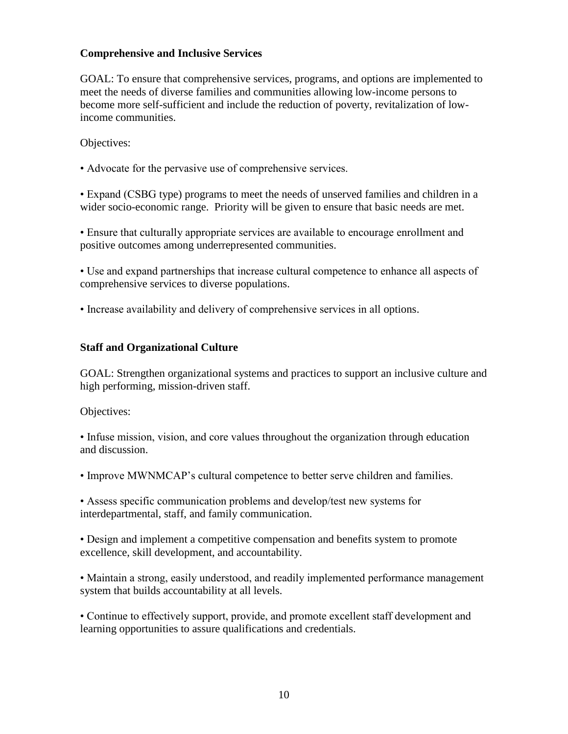### Comprehensive and Inclusive Services

GOAL: To ensure that comprehensive services, programs, and options are implemented to meet the needs of diverse families and communities allowing low-income persons to become more self-sufficient and include the reduction of poverty, revitalization of low-income communities.

Objectives:

- Advocate for the pervasive use of comprehensive services.
- Expand (CSBG type) programs to meet the needs of unserved families and children in a wider socio-economic range. Priority will be given to ensure that basic needs are met.
- Ensure that culturally appropriate services are available to encourage enrollment and positive outcomes among underrepresented communities.
- Use and expand partnerships that increase cultural competence to enhance all aspects of comprehensive services to diverse populations.
- Increase availability and delivery of comprehensive services in all options.

### Staff and Organizational Culture

GOAL: Strengthen organizational systems and practices to support an inclusive culture and high performing, mission-driven staff.

Objectives:

- Infuse mission, vision, and core values throughout the organization through education and discussion.
- Improve MWNMCAP's cultural competence to better serve children and families.
- Assess specific communication problems and develop/test new systems for interdepartmental, staff, and family communication.
- Design and implement a competitive compensation and benefits system to promote excellence, skill development, and accountability.
- Maintain a strong, easily understood, and readily implemented performance management system that builds accountability at all levels.
- Continue to effectively support, provide, and promote excellent staff development and learning opportunities to assure qualifications and credentials.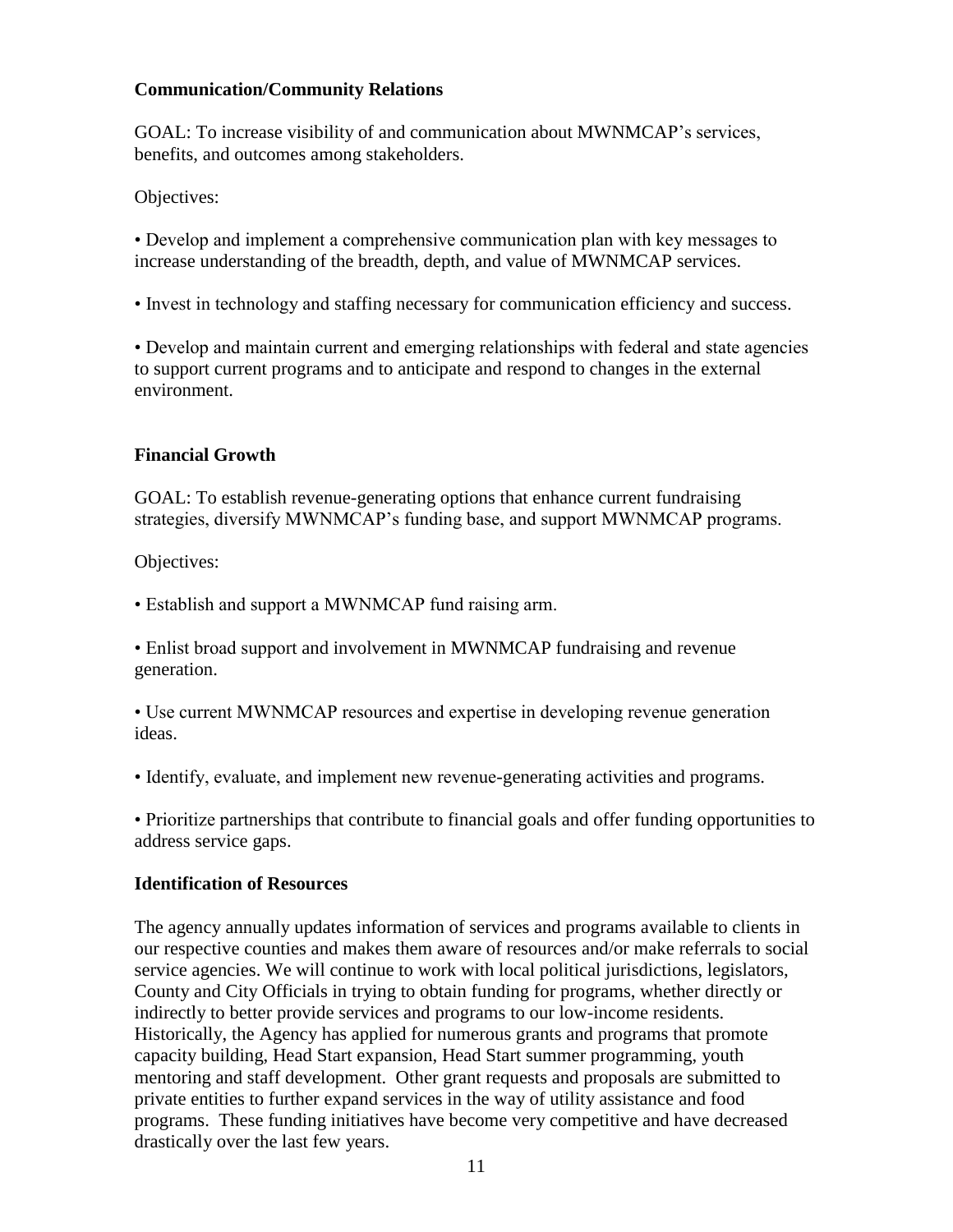**Communication/Community Relations**

GOAL: To increase visibility of and communication about MWNMCAP's services, benefits, and outcomes among stakeholders.

Objectives:

- Develop and implement a comprehensive communication plan with key messages to increase understanding of the breadth, depth, and value of MWNMCAP services.
- Invest in technology and staffing necessary for communication efficiency and success.
- Develop and maintain current and emerging relationships with federal and state agencies to support current programs and to anticipate and respond to changes in the external environment.

**Financial Growth**

GOAL: To establish revenue-generating options that enhance current fundraising strategies, diversify MWNMCAP's funding base, and support MWNMCAP programs.

Objectives:

- Establish and support a MWNMCAP fund raising arm.
- Enlist broad support and involvement in MWNMCAP fundraising and revenue generation.
- Use current MWNMCAP resources and expertise in developing revenue generation ideas.
- Identify, evaluate, and implement new revenue-generating activities and programs.
- Prioritize partnerships that contribute to financial goals and offer funding opportunities to address service gaps.

**Identification of Resources**

The agency annually updates information of services and programs available to clients in our respective counties and makes them aware of resources and/or make referrals to social service agencies. We will continue to work with local political jurisdictions, legislators, County and City Officials in trying to obtain funding for programs, whether directly or indirectly to better provide services and programs to our low-income residents. Historically, the Agency has applied for numerous grants and programs that promote capacity building, Head Start expansion, Head Start summer programming, youth mentoring and staff development. Other grant requests and proposals are submitted to private entities to further expand services in the way of utility assistance and food programs. These funding initiatives have become very competitive and have decreased drastically over the last few years.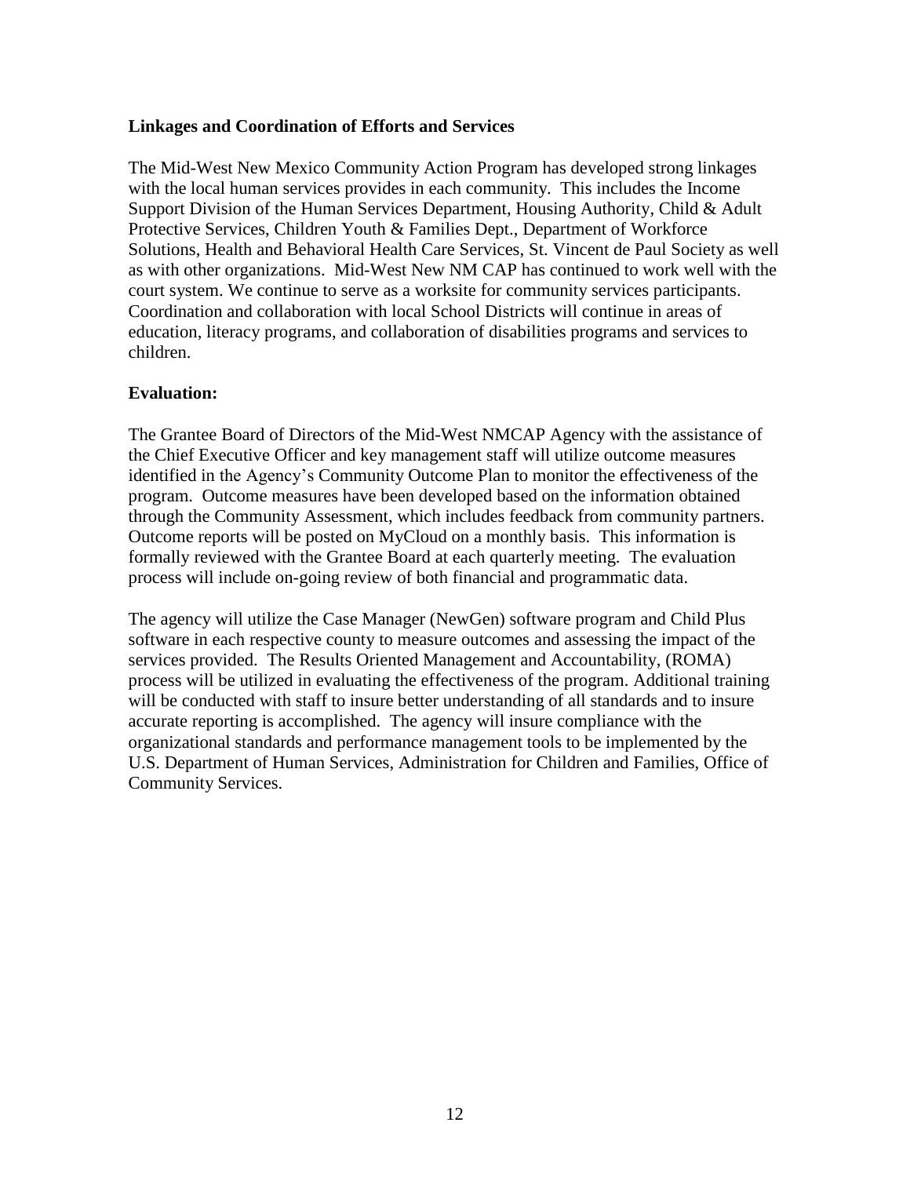**Linkages and Coordination of Efforts and Services**

The Mid-West New Mexico Community Action Program has developed strong linkages with the local human services provides in each community. This includes the Income Support Division of the Human Services Department, Housing Authority, Child & Adult Protective Services, Children Youth & Families Dept., Department of Workforce Solutions, Health and Behavioral Health Care Services, St. Vincent de Paul Society as well as with other organizations. Mid-West New NM CAP has continued to work well with the court system. We continue to serve as a worksite for community services participants. Coordination and collaboration with local School Districts will continue in areas of education, literacy programs, and collaboration of disabilities programs and services to children.

**Evaluation:**

The Grantee Board of Directors of the Mid-West NMCAP Agency with the assistance of the Chief Executive Officer and key management staff will utilize outcome measures identified in the Agency's Community Outcome Plan to monitor the effectiveness of the program. Outcome measures have been developed based on the information obtained through the Community Assessment, which includes feedback from community partners. Outcome reports will be posted on MyCloud on a monthly basis. This information is formally reviewed with the Grantee Board at each quarterly meeting. The evaluation process will include on-going review of both financial and programmatic data.

The agency will utilize the Case Manager (NewGen) software program and Child Plus software in each respective county to measure outcomes and assessing the impact of the services provided. The Results Oriented Management and Accountability, (ROMA) process will be utilized in evaluating the effectiveness of the program. Additional training will be conducted with staff to insure better understanding of all standards and to insure accurate reporting is accomplished. The agency will insure compliance with the organizational standards and performance management tools to be implemented by the U.S. Department of Human Services, Administration for Children and Families, Office of Community Services.